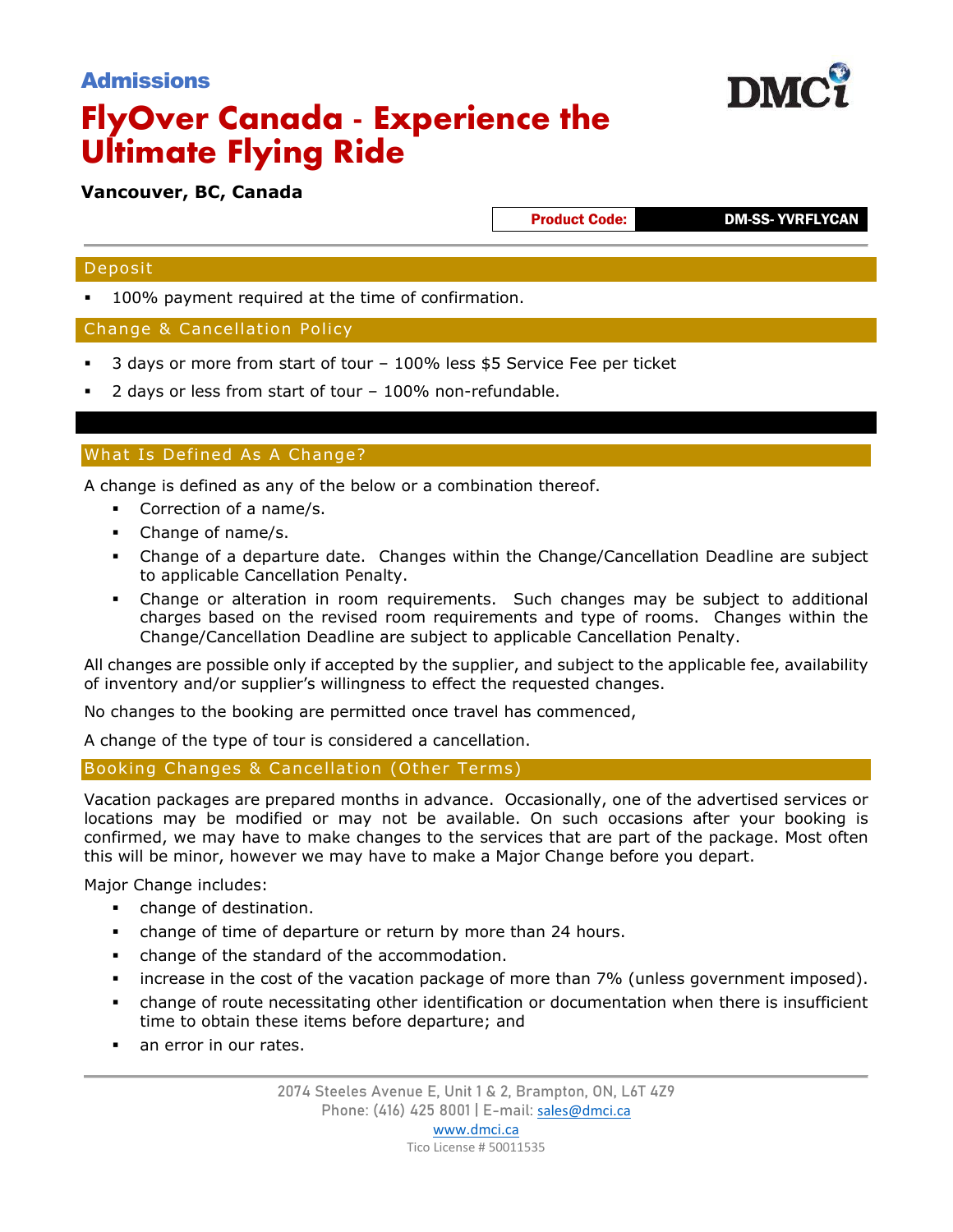**Admissions**

# FlyOver Canada - Experience the Ultimate Flying Ride

**Vancouver, BC, Canada**

**Product Code:** **DM-SS- YVRFLYCAN**

## Deposit

- 100% payment required at the time of confirmation.

## Change & Cancellation Policy

- 3 days or more from start of tour – 100% less $5 Service Fee per ticket
- 2 days or less from start of tour – 100% non-refundable.

## What Is Defined As A Change?

A change is defined as any of the below or a combination thereof.

- Correction of a name/s.
- Change of name/s.
- Change of a departure date. Changes within the Change/Cancellation Deadline are subject to applicable Cancellation Penalty.
- Change or alteration in room requirements. Such changes may be subject to additional charges based on the revised room requirements and type of rooms. Changes within the Change/Cancellation Deadline are subject to applicable Cancellation Penalty.

All changes are possible only if accepted by the supplier, and subject to the applicable fee, availability of inventory and/or supplier's willingness to effect the requested changes.

No changes to the booking are permitted once travel has commenced,

A change of the type of tour is considered a cancellation.

## Booking Changes & Cancellation (Other Terms)

Vacation packages are prepared months in advance. Occasionally, one of the advertised services or locations may be modified or may not be available. On such occasions after your booking is confirmed, we may have to make changes to the services that are part of the package. Most often this will be minor, however we may have to make a Major Change before you depart.

Major Change includes:

- change of destination.
- change of time of departure or return by more than 24 hours.
- change of the standard of the accommodation.
- increase in the cost of the vacation package of more than 7% (unless government imposed).
- change of route necessitating other identification or documentation when there is insufficient time to obtain these items before departure; and
- an error in our rates.

2074 Steeles Avenue E, Unit 1 & 2, Brampton, ON, L6T 4Z9
Phone: (416) 425 8001 | E-mail: sales@dmci.ca
www.dmci.ca
Tico License # 50011535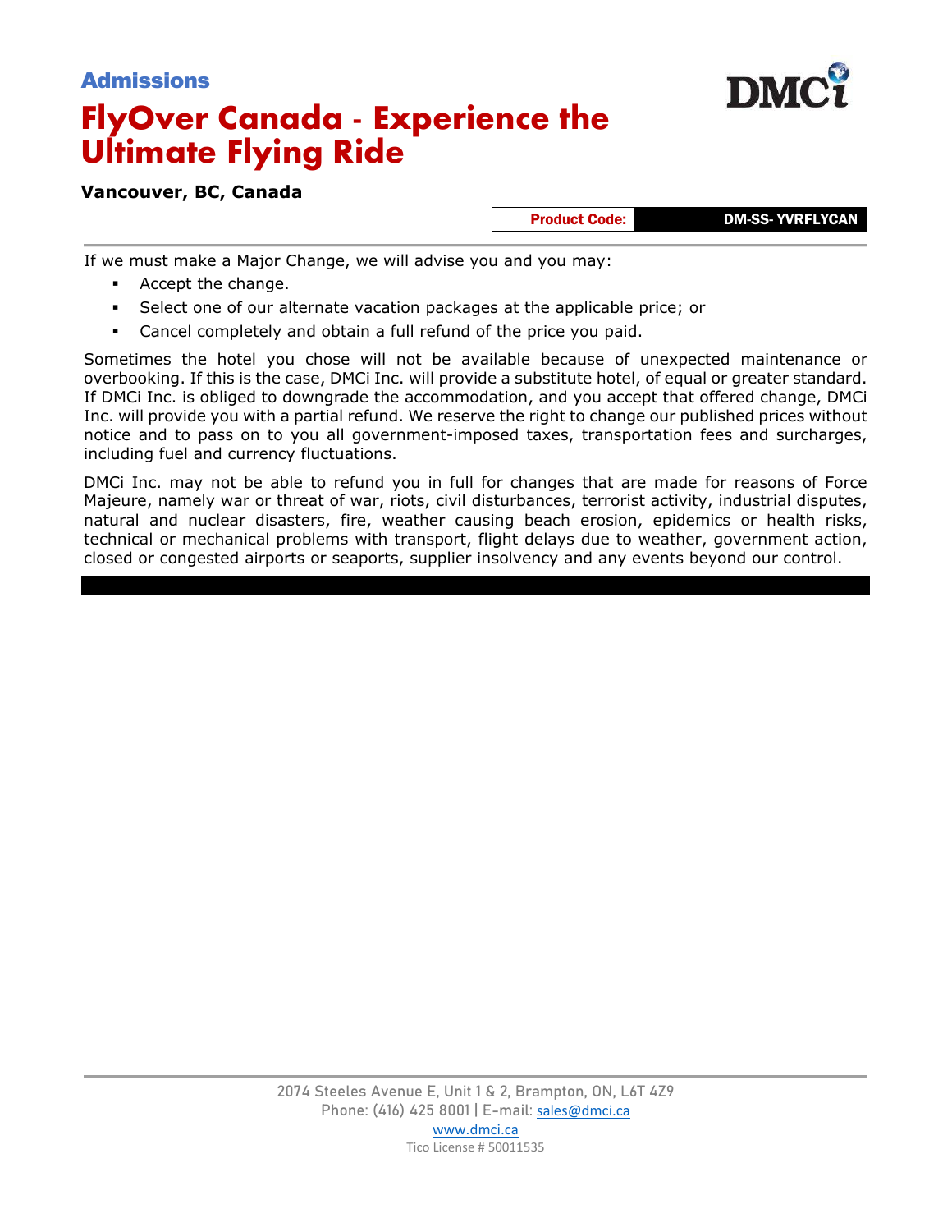Admissions

# FlyOver Canada - Experience the Ultimate Flying Ride

**Vancouver, BC, Canada**

**Product Code:** **DM-SS- YVRFLYCAN**

If we must make a Major Change, we will advise you and you may:

- Accept the change.
- Select one of our alternate vacation packages at the applicable price; or
- Cancel completely and obtain a full refund of the price you paid.

Sometimes the hotel you chose will not be available because of unexpected maintenance or overbooking. If this is the case, DMCi Inc. will provide a substitute hotel, of equal or greater standard. If DMCi Inc. is obliged to downgrade the accommodation, and you accept that offered change, DMCi Inc. will provide you with a partial refund. We reserve the right to change our published prices without notice and to pass on to you all government-imposed taxes, transportation fees and surcharges, including fuel and currency fluctuations.

DMCi Inc. may not be able to refund you in full for changes that are made for reasons of Force Majeure, namely war or threat of war, riots, civil disturbances, terrorist activity, industrial disputes, natural and nuclear disasters, fire, weather causing beach erosion, epidemics or health risks, technical or mechanical problems with transport, flight delays due to weather, government action, closed or congested airports or seaports, supplier insolvency and any events beyond our control.

2074 Steeles Avenue E, Unit 1 & 2, Brampton, ON, L6T 4Z9
Phone: (416) 425 8001 | E-mail: sales@dmci.ca
www.dmci.ca
Tico License # 50011535